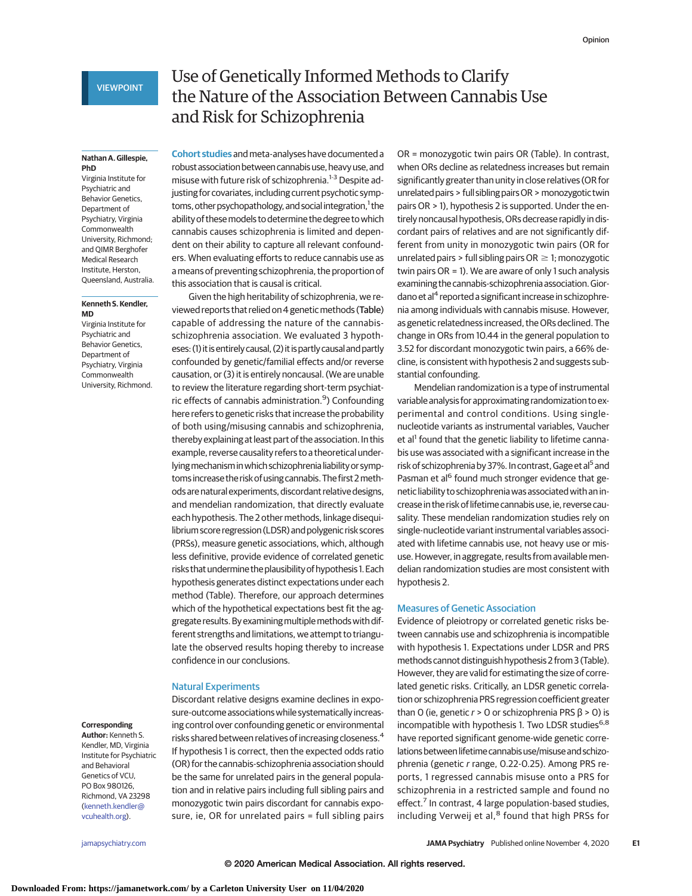VIEWPOINT

# Use of Genetically Informed Methods to Clarify the Nature of the Association Between Cannabis Use and Risk for Schizophrenia

**Nathan A. Gillespie, PhD**
Virginia Institute for Psychiatric and Behavior Genetics, Department of Psychiatry, Virginia Commonwealth University, Richmond; and QIMR Berghofer Medical Research Institute, Herston, Queensland, Australia.

**Kenneth S. Kendler, MD**
Virginia Institute for Psychiatric and Behavior Genetics, Department of Psychiatry, Virginia Commonwealth University, Richmond.

**Corresponding Author:** Kenneth S. Kendler, MD, Virginia Institute for Psychiatric and Behavioral Genetics of VCU, PO Box 980126, Richmond, VA 23298 (kenneth.kendler@vcuhealth.org).

Cohort studies and meta-analyses have documented a robust association between cannabis use, heavy use, and misuse with future risk of schizophrenia.[1-3] Despite adjusting for covariates, including current psychotic symptoms, other psychopathology, and social integration,[1] the ability of these models to determine the degree to which cannabis causes schizophrenia is limited and dependent on their ability to capture all relevant confounders. When evaluating efforts to reduce cannabis use as a means of preventing schizophrenia, the proportion of this association that is causal is critical.

Given the high heritability of schizophrenia, we reviewed reports that relied on 4 genetic methods (**Table**) capable of addressing the nature of the cannabis-schizophrenia association. We evaluated 3 hypotheses: (1) it is entirely causal, (2) it is partly causal and partly confounded by genetic/familial effects and/or reverse causation, or (3) it is entirely noncausal. (We are unable to review the literature regarding short-term psychiatric effects of cannabis administration.[9]) Confounding here refers to genetic risks that increase the probability of both using/misusing cannabis and schizophrenia, thereby explaining at least part of the association. In this example, reverse causality refers to a theoretical underlying mechanism in which schizophrenia liability or symptoms increase the risk of using cannabis. The first 2 methods are natural experiments, discordant relative designs, and mendelian randomization, that directly evaluate each hypothesis. The 2 other methods, linkage disequilibrium score regression (LDSR) and polygenic risk scores (PRSs), measure genetic associations, which, although less definitive, provide evidence of correlated genetic risks that undermine the plausibility of hypothesis 1. Each hypothesis generates distinct expectations under each method (Table). Therefore, our approach determines which of the hypothetical expectations best fit the aggregate results. By examining multiple methods with different strengths and limitations, we attempt to triangulate the observed results hoping thereby to increase confidence in our conclusions.

## Natural Experiments

Discordant relative designs examine declines in exposure-outcome associations while systematically increasing control over confounding genetic or environmental risks shared between relatives of increasing closeness.[4] If hypothesis 1 is correct, then the expected odds ratio (OR) for the cannabis-schizophrenia association should be the same for unrelated pairs in the general population and in relative pairs including full sibling pairs and monozygotic twin pairs discordant for cannabis exposure, ie, OR for unrelated pairs = full sibling pairs OR = monozygotic twin pairs OR (Table). In contrast, when ORs decline as relatedness increases but remain significantly greater than unity in close relatives (OR for unrelated pairs > full sibling pairs OR > monozygotic twin pairs OR > 1), hypothesis 2 is supported. Under the entirely noncausal hypothesis, ORs decrease rapidly in discordant pairs of relatives and are not significantly different from unity in monozygotic twin pairs (OR for unrelated pairs > full sibling pairs OR ≥ 1; monozygotic twin pairs OR = 1). We are aware of only 1 such analysis examining the cannabis-schizophrenia association. Giordano et al[4] reported a significant increase in schizophrenia among individuals with cannabis misuse. However, as genetic relatedness increased, the ORs declined. The change in ORs from 10.44 in the general population to 3.52 for discordant monozygotic twin pairs, a 66% decline, is consistent with hypothesis 2 and suggests substantial confounding.

Mendelian randomization is a type of instrumental variable analysis for approximating randomization to experimental and control conditions. Using single-nucleotide variants as instrumental variables, Vaucher et al[1] found that the genetic liability to lifetime cannabis use was associated with a significant increase in the risk of schizophrenia by 37%. In contrast, Gage et al[5] and Pasman et al[6] found much stronger evidence that genetic liability to schizophrenia was associated with an increase in the risk of lifetime cannabis use, ie, reverse causality. These mendelian randomization studies rely on single-nucleotide variant instrumental variables associated with lifetime cannabis use, not heavy use or misuse. However, in aggregate, results from available mendelian randomization studies are most consistent with hypothesis 2.

## Measures of Genetic Association

Evidence of pleiotropy or correlated genetic risks between cannabis use and schizophrenia is incompatible with hypothesis 1. Expectations under LDSR and PRS methods cannot distinguish hypothesis 2 from 3 (Table). However, they are valid for estimating the size of correlated genetic risks. Critically, an LDSR genetic correlation or schizophrenia PRS regression coefficient greater than 0 (ie, genetic $r > 0$ or schizophrenia PRS $\beta > 0$) is incompatible with hypothesis 1. Two LDSR studies[6,8] have reported significant genome-wide genetic correlations between lifetime cannabis use/misuse and schizophrenia (genetic $r$ range, 0.22-0.25). Among PRS reports, 1 regressed cannabis misuse onto a PRS for schizophrenia in a restricted sample and found no effect.[7] In contrast, 4 large population-based studies, including Verweij et al,[8] found that high PRSs for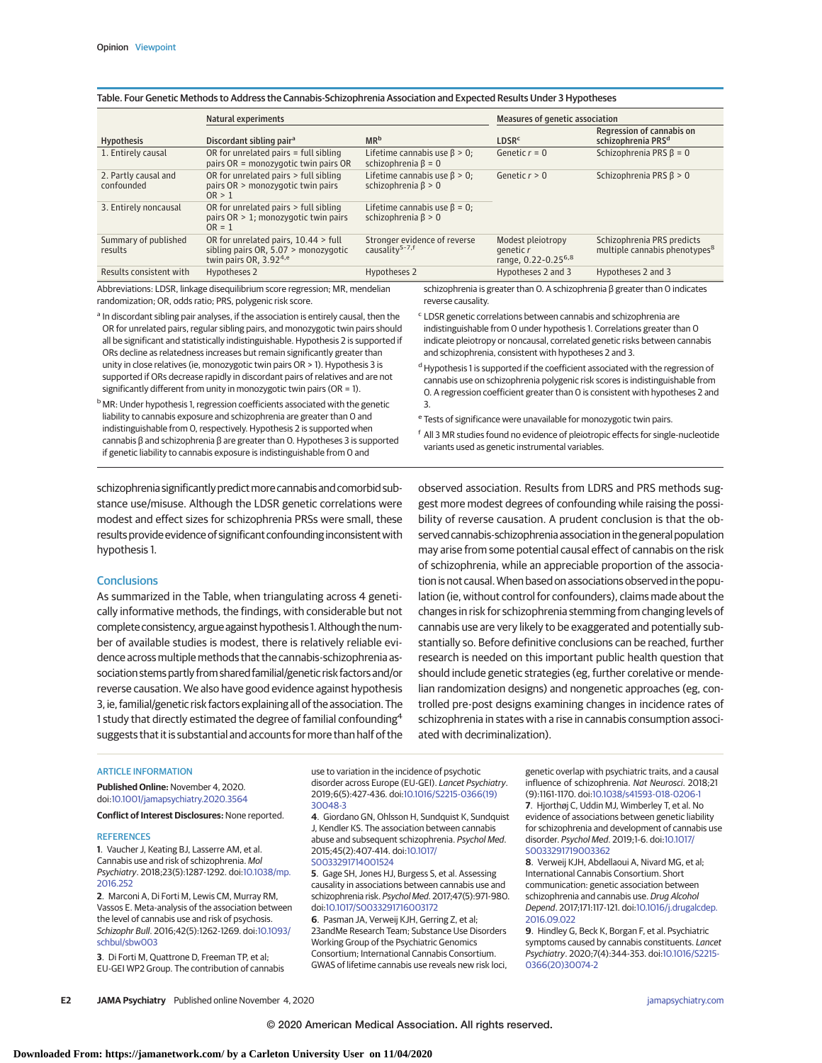**Table. Four Genetic Methods to Address the Cannabis-Schizophrenia Association and Expected Results Under 3 Hypotheses**

| Hypothesis | Natural experiments: Discordant sibling pair[a] | Natural experiments: MR[b] | Measures of genetic association: LDSR[c] | Measures of genetic association: Regression of cannabis on schizophrenia PRS[d] |
|---|---|---|---|---|
| 1. Entirely causal | OR for unrelated pairs = full sibling pairs OR = monozygotic twin pairs OR | Lifetime cannabis use β > 0; schizophrenia β = 0 | Genetic r = 0 | Schizophrenia PRS β = 0 |
| 2. Partly causal and confounded | OR for unrelated pairs > full sibling pairs OR > monozygotic twin pairs OR > 1 | Lifetime cannabis use β > 0; schizophrenia β > 0 | Genetic r > 0 | Schizophrenia PRS β > 0 |
| 3. Entirely noncausal | OR for unrelated pairs > full sibling pairs OR > 1; monozygotic twin pairs OR = 1 | Lifetime cannabis use β = 0; schizophrenia β > 0 | | |
| Summary of published results | OR for unrelated pairs, 10.44 > full sibling pairs OR, 5.07 > monozygotic twin pairs OR, 3.92[4,e] | Stronger evidence of reverse causality[5-7,f] | Modest pleiotropy genetic r range, 0.22-0.25[6,8] | Schizophrenia PRS predicts multiple cannabis phenotypes[8] |
| Results consistent with | Hypotheses 2 | Hypotheses 2 | Hypotheses 2 and 3 | Hypotheses 2 and 3 |

Abbreviations: LDSR, linkage disequilibrium score regression; MR, mendelian randomization; OR, odds ratio; PRS, polygenic risk score.

[a] In discordant sibling pair analyses, if the association is entirely causal, then the OR for unrelated pairs, regular sibling pairs, and monozygotic twin pairs should all be significant and statistically indistinguishable. Hypothesis 2 is supported if ORs decline as relatedness increases but remain significantly greater than unity in close relatives (ie, monozygotic twin pairs OR > 1). Hypothesis 3 is supported if ORs decrease rapidly in discordant pairs of relatives and are not significantly different from unity in monozygotic twin pairs (OR = 1).

[b] MR: Under hypothesis 1, regression coefficients associated with the genetic liability to cannabis exposure and schizophrenia are greater than 0 and indistinguishable from 0, respectively. Hypothesis 2 is supported when cannabis β and schizophrenia β are greater than 0. Hypotheses 3 is supported if genetic liability to cannabis exposure is indistinguishable from 0 and schizophrenia is greater than 0. A schizophrenia β greater than 0 indicates reverse causality.

[c] LDSR genetic correlations between cannabis and schizophrenia are indistinguishable from 0 under hypothesis 1. Correlations greater than 0 indicate pleiotropy or noncausal, correlated genetic risks between cannabis and schizophrenia, consistent with hypotheses 2 and 3.

[d] Hypothesis 1 is supported if the coefficient associated with the regression of cannabis use on schizophrenia polygenic risk scores is indistinguishable from 0. A regression coefficient greater than 0 is consistent with hypotheses 2 and 3.

[e] Tests of significance were unavailable for monozygotic twin pairs.

[f] All 3 MR studies found no evidence of pleiotropic effects for single-nucleotide variants used as genetic instrumental variables.

schizophrenia significantly predict more cannabis and comorbid substance use/misuse. Although the LDSR genetic correlations were modest and effect sizes for schizophrenia PRSs were small, these results provide evidence of significant confounding inconsistent with hypothesis 1.

## Conclusions

As summarized in the Table, when triangulating across 4 genetically informative methods, the findings, with considerable but not complete consistency, argue against hypothesis 1. Although the number of available studies is modest, there is relatively reliable evidence across multiple methods that the cannabis-schizophrenia association stems partly from shared familial/genetic risk factors and/or reverse causation. We also have good evidence against hypothesis 3, ie, familial/genetic risk factors explaining all of the association. The 1 study that directly estimated the degree of familial confounding[4] suggests that it is substantial and accounts for more than half of the observed association. Results from LDRS and PRS methods suggest more modest degrees of confounding while raising the possibility of reverse causation. A prudent conclusion is that the observed cannabis-schizophrenia association in the general population may arise from some potential causal effect of cannabis on the risk of schizophrenia, while an appreciable proportion of the association is not causal. When based on associations observed in the population (ie, without control for confounders), claims made about the changes in risk for schizophrenia stemming from changing levels of cannabis use are very likely to be exaggerated and potentially substantially so. Before definitive conclusions can be reached, further research is needed on this important public health question that should include genetic strategies (eg, further corelative or mendelian randomization designs) and nongenetic approaches (eg, controlled pre-post designs examining changes in incidence rates of schizophrenia in states with a rise in cannabis consumption associated with decriminalization).

ARTICLE INFORMATION

**Published Online:** November 4, 2020. doi:10.1001/jamapsychiatry.2020.3564

**Conflict of Interest Disclosures:** None reported.

REFERENCES

1. Vaucher J, Keating BJ, Lasserre AM, et al. Cannabis use and risk of schizophrenia. *Mol Psychiatry*. 2018;23(5):1287-1292. doi:10.1038/mp.2016.252

2. Marconi A, Di Forti M, Lewis CM, Murray RM, Vassos E. Meta-analysis of the association between the level of cannabis use and risk of psychosis. *Schizophr Bull*. 2016;42(5):1262-1269. doi:10.1093/schbul/sbw003

3. Di Forti M, Quattrone D, Freeman TP, et al; EU-GEI WP2 Group. The contribution of cannabis use to variation in the incidence of psychotic disorder across Europe (EU-GEI). *Lancet Psychiatry*. 2019;6(5):427-436. doi:10.1016/S2215-0366(19)30048-3

4. Giordano GN, Ohlsson H, Sundquist K, Sundquist J, Kendler KS. The association between cannabis abuse and subsequent schizophrenia. *Psychol Med*. 2015;45(2):407-414. doi:10.1017/S0033291714001524

5. Gage SH, Jones HJ, Burgess S, et al. Assessing causality in associations between cannabis use and schizophrenia risk. *Psychol Med*. 2017;47(5):971-980. doi:10.1017/S0033291716003172

6. Pasman JA, Verweij KJH, Gerring Z, et al; 23andMe Research Team; Substance Use Disorders Working Group of the Psychiatric Genomics Consortium; International Cannabis Consortium. GWAS of lifetime cannabis use reveals new risk loci, genetic overlap with psychiatric traits, and a causal influence of schizophrenia. *Nat Neurosci*. 2018;21(9):1161-1170. doi:10.1038/s41593-018-0206-1

7. Hjorthøj C, Uddin MJ, Wimberley T, et al. No evidence of associations between genetic liability for schizophrenia and development of cannabis use disorder. *Psychol Med*. 2019;1-6. doi:10.1017/S0033291719003362

8. Verweij KJH, Abdellaoui A, Nivard MG, et al; International Cannabis Consortium. Short communication: genetic association between schizophrenia and cannabis use. *Drug Alcohol Depend*. 2017;171:117-121. doi:10.1016/j.drugalcdep.2016.09.022

9. Hindley G, Beck K, Borgan F, et al. Psychiatric symptoms caused by cannabis constituents. *Lancet Psychiatry*. 2020;7(4):344-353. doi:10.1016/S2215-0366(20)30074-2